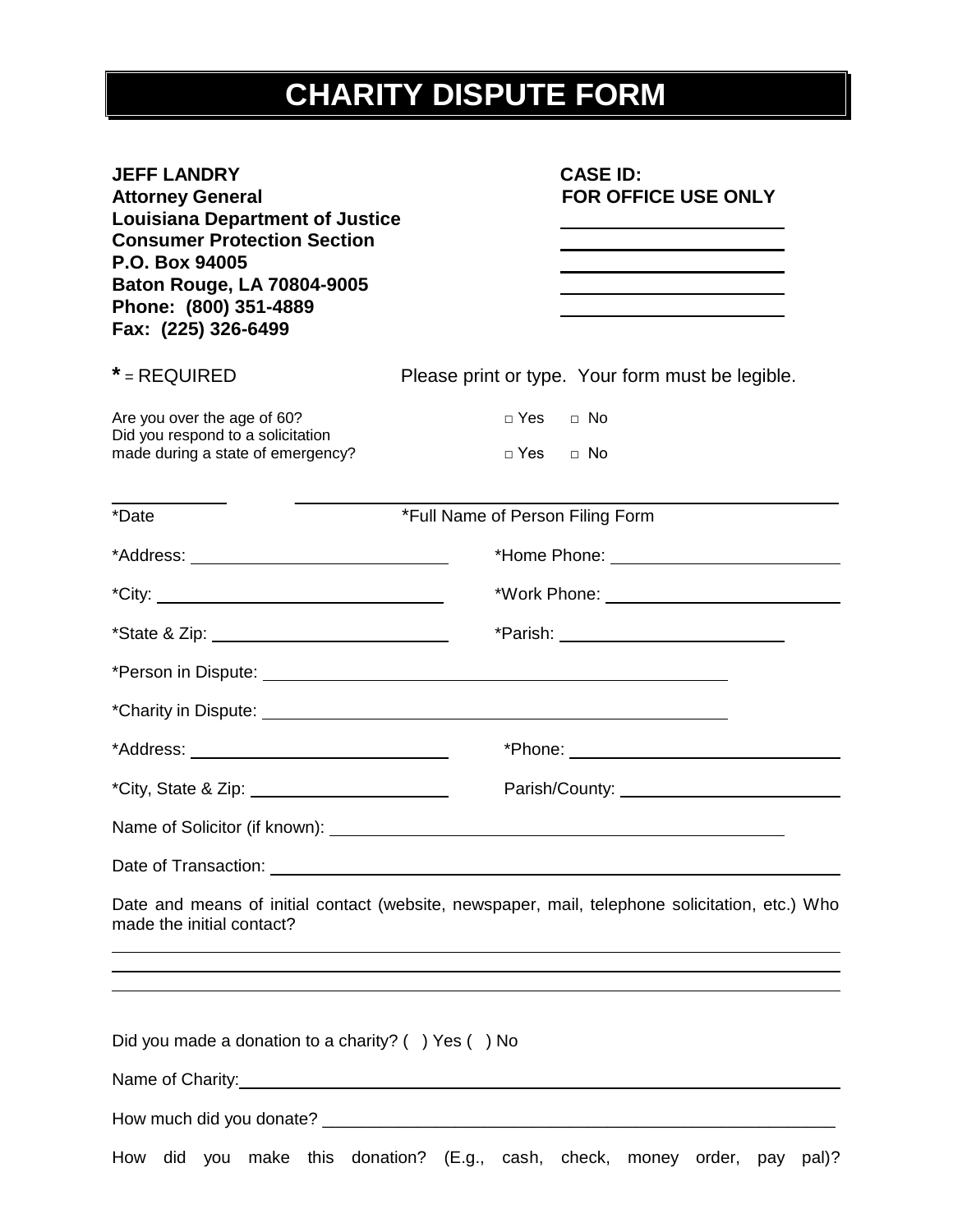# CHARITY DISPUTE FORM

**JEFF LANDRY**
**Attorney General**
**Louisiana Department of Justice**
**Consumer Protection Section**
**P.O. Box 94005**
**Baton Rouge, LA 70804-9005**
**Phone: (800) 351-4889**
**Fax: (225) 326-6499**

**CASE ID:**
**FOR OFFICE USE ONLY**

\_\_\_\_\_\_\_\_\_\_\_\_\_\_\_\_\_\_\_\_
\_\_\_\_\_\_\_\_\_\_\_\_\_\_\_\_\_\_\_\_
\_\_\_\_\_\_\_\_\_\_\_\_\_\_\_\_\_\_\_\_
\_\_\_\_\_\_\_\_\_\_\_\_\_\_\_\_\_\_\_\_
\_\_\_\_\_\_\_\_\_\_\_\_\_\_\_\_\_\_\_\_

**\*** = REQUIRED          Please print or type. Your form must be legible.

Are you over the age of 60?          □ Yes □ No

Did you respond to a solicitation made during a state of emergency?          □ Yes □ No

\_\_\_\_\_\_\_\_\_\_          \_\_\_\_\_\_\_\_\_\_\_\_\_\_\_\_\_\_\_\_\_\_\_\_\_\_\_\_\_\_\_\_\_\_\_\_\_\_\_\_
*Date          *Full Name of Person Filing Form

*Address: \_\_\_\_\_\_\_\_\_\_\_\_\_\_\_\_\_\_\_\_          *Home Phone: \_\_\_\_\_\_\_\_\_\_\_\_\_\_\_\_\_\_\_\_

*City: \_\_\_\_\_\_\_\_\_\_\_\_\_\_\_\_\_\_\_\_          *Work Phone: \_\_\_\_\_\_\_\_\_\_\_\_\_\_\_\_\_\_\_\_

*State & Zip: \_\_\_\_\_\_\_\_\_\_\_\_\_\_\_\_\_\_\_\_          *Parish: \_\_\_\_\_\_\_\_\_\_\_\_\_\_\_\_\_\_\_\_

*Person in Dispute: \_\_\_\_\_\_\_\_\_\_\_\_\_\_\_\_\_\_\_\_\_\_\_\_\_\_\_\_\_\_\_\_\_\_\_\_\_\_\_\_

*Charity in Dispute: \_\_\_\_\_\_\_\_\_\_\_\_\_\_\_\_\_\_\_\_\_\_\_\_\_\_\_\_\_\_\_\_\_\_\_\_\_\_\_\_

*Address: \_\_\_\_\_\_\_\_\_\_\_\_\_\_\_\_\_\_\_\_          *Phone: \_\_\_\_\_\_\_\_\_\_\_\_\_\_\_\_\_\_\_\_

*City, State & Zip: \_\_\_\_\_\_\_\_\_\_\_\_\_\_\_\_\_\_\_\_          Parish/County: \_\_\_\_\_\_\_\_\_\_\_\_\_\_\_\_\_\_\_\_

Name of Solicitor (if known): \_\_\_\_\_\_\_\_\_\_\_\_\_\_\_\_\_\_\_\_\_\_\_\_\_\_\_\_\_\_\_\_\_\_\_\_\_\_\_\_

Date of Transaction: \_\_\_\_\_\_\_\_\_\_\_\_\_\_\_\_\_\_\_\_\_\_\_\_\_\_\_\_\_\_\_\_\_\_\_\_\_\_\_\_

Date and means of initial contact (website, newspaper, mail, telephone solicitation, etc.) Who made the initial contact?

\_\_\_\_\_\_\_\_\_\_\_\_\_\_\_\_\_\_\_\_\_\_\_\_\_\_\_\_\_\_\_\_\_\_\_\_\_\_\_\_\_\_\_\_\_\_\_\_\_\_\_\_\_\_\_\_\_\_\_\_
\_\_\_\_\_\_\_\_\_\_\_\_\_\_\_\_\_\_\_\_\_\_\_\_\_\_\_\_\_\_\_\_\_\_\_\_\_\_\_\_\_\_\_\_\_\_\_\_\_\_\_\_\_\_\_\_\_\_\_\_
\_\_\_\_\_\_\_\_\_\_\_\_\_\_\_\_\_\_\_\_\_\_\_\_\_\_\_\_\_\_\_\_\_\_\_\_\_\_\_\_\_\_\_\_\_\_\_\_\_\_\_\_\_\_\_\_\_\_\_\_

Did you made a donation to a charity? ( ) Yes ( ) No

Name of Charity: \_\_\_\_\_\_\_\_\_\_\_\_\_\_\_\_\_\_\_\_\_\_\_\_\_\_\_\_\_\_\_\_\_\_\_\_\_\_\_\_\_\_\_\_\_\_\_\_

How much did you donate? \_\_\_\_\_\_\_\_\_\_\_\_\_\_\_\_\_\_\_\_\_\_\_\_\_\_\_\_\_\_\_\_\_\_\_\_\_\_\_\_

How did you make this donation? (E.g., cash, check, money order, pay pal)?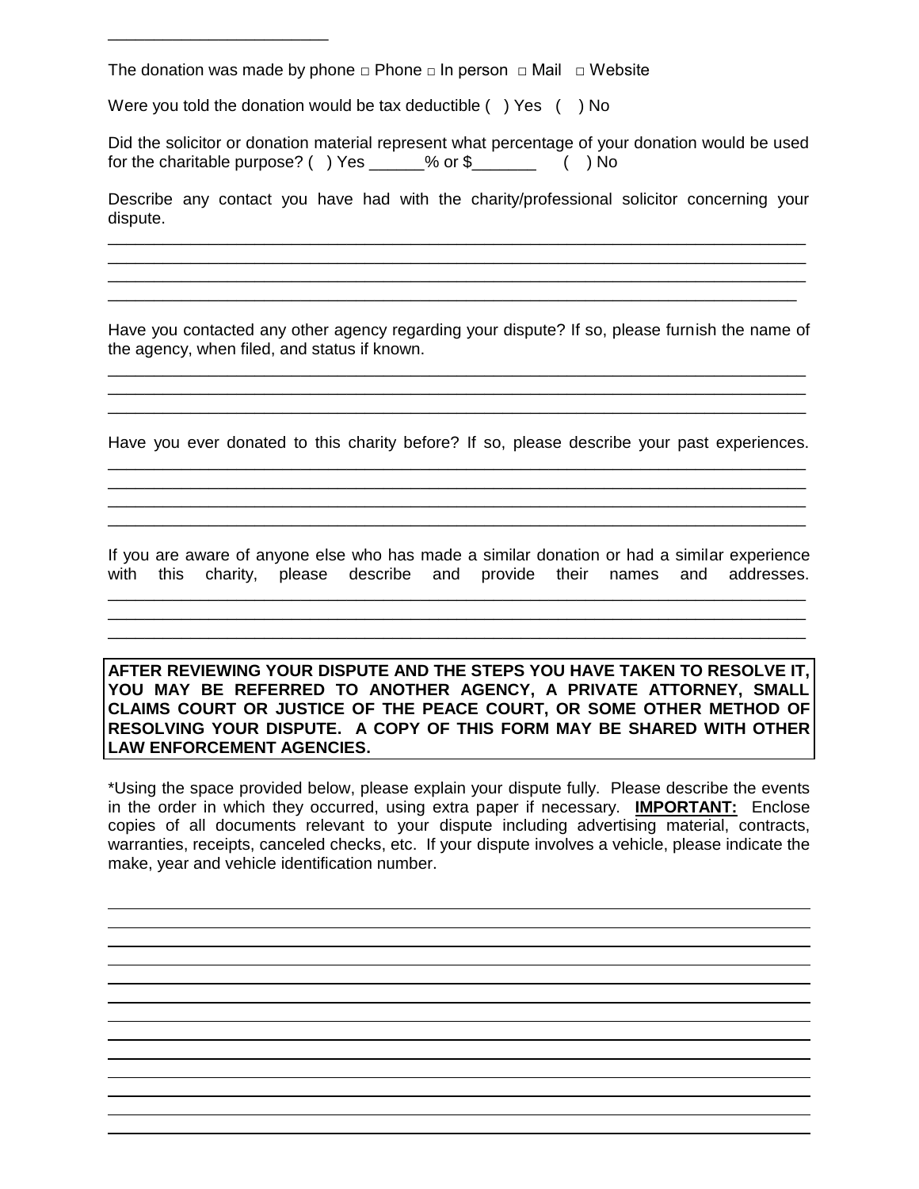\_\_\_\_\_\_\_\_\_\_\_\_\_\_\_\_\_\_\_\_\_\_\_\_

The donation was made by phone □ Phone □ In person □ Mail □ Website

Were you told the donation would be tax deductible ( ) Yes ( ) No

Did the solicitor or donation material represent what percentage of your donation would be used for the charitable purpose? ( ) Yes \_\_\_\_\_\_% or $\_\_\_\_\_\_\_ ( ) No

Describe any contact you have had with the charity/professional solicitor concerning your dispute.

\_\_\_\_\_\_\_\_\_\_\_\_\_\_\_\_\_\_\_\_\_\_\_\_\_\_\_\_\_\_\_\_\_\_\_\_\_\_\_\_\_\_\_\_\_\_\_\_\_\_\_\_\_\_\_\_\_\_\_\_\_\_\_\_\_\_\_\_\_\_\_\_\_\_\_\_
\_\_\_\_\_\_\_\_\_\_\_\_\_\_\_\_\_\_\_\_\_\_\_\_\_\_\_\_\_\_\_\_\_\_\_\_\_\_\_\_\_\_\_\_\_\_\_\_\_\_\_\_\_\_\_\_\_\_\_\_\_\_\_\_\_\_\_\_\_\_\_\_\_\_\_\_
\_\_\_\_\_\_\_\_\_\_\_\_\_\_\_\_\_\_\_\_\_\_\_\_\_\_\_\_\_\_\_\_\_\_\_\_\_\_\_\_\_\_\_\_\_\_\_\_\_\_\_\_\_\_\_\_\_\_\_\_\_\_\_\_\_\_\_\_\_\_\_\_\_\_\_\_
\_\_\_\_\_\_\_\_\_\_\_\_\_\_\_\_\_\_\_\_\_\_\_\_\_\_\_\_\_\_\_\_\_\_\_\_\_\_\_\_\_\_\_\_\_\_\_\_\_\_\_\_\_\_\_\_\_\_\_\_\_\_\_\_\_\_\_\_\_\_\_\_\_\_\_

Have you contacted any other agency regarding your dispute? If so, please furnish the name of the agency, when filed, and status if known.

\_\_\_\_\_\_\_\_\_\_\_\_\_\_\_\_\_\_\_\_\_\_\_\_\_\_\_\_\_\_\_\_\_\_\_\_\_\_\_\_\_\_\_\_\_\_\_\_\_\_\_\_\_\_\_\_\_\_\_\_\_\_\_\_\_\_\_\_\_\_\_\_\_\_\_\_
\_\_\_\_\_\_\_\_\_\_\_\_\_\_\_\_\_\_\_\_\_\_\_\_\_\_\_\_\_\_\_\_\_\_\_\_\_\_\_\_\_\_\_\_\_\_\_\_\_\_\_\_\_\_\_\_\_\_\_\_\_\_\_\_\_\_\_\_\_\_\_\_\_\_\_\_
\_\_\_\_\_\_\_\_\_\_\_\_\_\_\_\_\_\_\_\_\_\_\_\_\_\_\_\_\_\_\_\_\_\_\_\_\_\_\_\_\_\_\_\_\_\_\_\_\_\_\_\_\_\_\_\_\_\_\_\_\_\_\_\_\_\_\_\_\_\_\_\_\_\_\_\_

Have you ever donated to this charity before? If so, please describe your past experiences.

\_\_\_\_\_\_\_\_\_\_\_\_\_\_\_\_\_\_\_\_\_\_\_\_\_\_\_\_\_\_\_\_\_\_\_\_\_\_\_\_\_\_\_\_\_\_\_\_\_\_\_\_\_\_\_\_\_\_\_\_\_\_\_\_\_\_\_\_\_\_\_\_\_\_\_\_
\_\_\_\_\_\_\_\_\_\_\_\_\_\_\_\_\_\_\_\_\_\_\_\_\_\_\_\_\_\_\_\_\_\_\_\_\_\_\_\_\_\_\_\_\_\_\_\_\_\_\_\_\_\_\_\_\_\_\_\_\_\_\_\_\_\_\_\_\_\_\_\_\_\_\_\_
\_\_\_\_\_\_\_\_\_\_\_\_\_\_\_\_\_\_\_\_\_\_\_\_\_\_\_\_\_\_\_\_\_\_\_\_\_\_\_\_\_\_\_\_\_\_\_\_\_\_\_\_\_\_\_\_\_\_\_\_\_\_\_\_\_\_\_\_\_\_\_\_\_\_\_\_
\_\_\_\_\_\_\_\_\_\_\_\_\_\_\_\_\_\_\_\_\_\_\_\_\_\_\_\_\_\_\_\_\_\_\_\_\_\_\_\_\_\_\_\_\_\_\_\_\_\_\_\_\_\_\_\_\_\_\_\_\_\_\_\_\_\_\_\_\_\_\_\_\_\_\_\_

If you are aware of anyone else who has made a similar donation or had a similar experience with this charity, please describe and provide their names and addresses.

\_\_\_\_\_\_\_\_\_\_\_\_\_\_\_\_\_\_\_\_\_\_\_\_\_\_\_\_\_\_\_\_\_\_\_\_\_\_\_\_\_\_\_\_\_\_\_\_\_\_\_\_\_\_\_\_\_\_\_\_\_\_\_\_\_\_\_\_\_\_\_\_\_\_\_\_
\_\_\_\_\_\_\_\_\_\_\_\_\_\_\_\_\_\_\_\_\_\_\_\_\_\_\_\_\_\_\_\_\_\_\_\_\_\_\_\_\_\_\_\_\_\_\_\_\_\_\_\_\_\_\_\_\_\_\_\_\_\_\_\_\_\_\_\_\_\_\_\_\_\_\_\_
\_\_\_\_\_\_\_\_\_\_\_\_\_\_\_\_\_\_\_\_\_\_\_\_\_\_\_\_\_\_\_\_\_\_\_\_\_\_\_\_\_\_\_\_\_\_\_\_\_\_\_\_\_\_\_\_\_\_\_\_\_\_\_\_\_\_\_\_\_\_\_\_\_\_\_\_

**AFTER REVIEWING YOUR DISPUTE AND THE STEPS YOU HAVE TAKEN TO RESOLVE IT, YOU MAY BE REFERRED TO ANOTHER AGENCY, A PRIVATE ATTORNEY, SMALL CLAIMS COURT OR JUSTICE OF THE PEACE COURT, OR SOME OTHER METHOD OF RESOLVING YOUR DISPUTE. A COPY OF THIS FORM MAY BE SHARED WITH OTHER LAW ENFORCEMENT AGENCIES.**

*Using the space provided below, please explain your dispute fully. Please describe the events in the order in which they occurred, using extra paper if necessary. **IMPORTANT:** Enclose copies of all documents relevant to your dispute including advertising material, contracts, warranties, receipts, canceled checks, etc. If your dispute involves a vehicle, please indicate the make, year and vehicle identification number.

\_\_\_\_\_\_\_\_\_\_\_\_\_\_\_\_\_\_\_\_\_\_\_\_\_\_\_\_\_\_\_\_\_\_\_\_\_\_\_\_\_\_\_\_\_\_\_\_\_\_\_\_\_\_\_\_\_\_\_\_\_\_\_\_\_\_\_\_\_\_\_\_\_\_\_\_
\_\_\_\_\_\_\_\_\_\_\_\_\_\_\_\_\_\_\_\_\_\_\_\_\_\_\_\_\_\_\_\_\_\_\_\_\_\_\_\_\_\_\_\_\_\_\_\_\_\_\_\_\_\_\_\_\_\_\_\_\_\_\_\_\_\_\_\_\_\_\_\_\_\_\_\_
\_\_\_\_\_\_\_\_\_\_\_\_\_\_\_\_\_\_\_\_\_\_\_\_\_\_\_\_\_\_\_\_\_\_\_\_\_\_\_\_\_\_\_\_\_\_\_\_\_\_\_\_\_\_\_\_\_\_\_\_\_\_\_\_\_\_\_\_\_\_\_\_\_\_\_\_
\_\_\_\_\_\_\_\_\_\_\_\_\_\_\_\_\_\_\_\_\_\_\_\_\_\_\_\_\_\_\_\_\_\_\_\_\_\_\_\_\_\_\_\_\_\_\_\_\_\_\_\_\_\_\_\_\_\_\_\_\_\_\_\_\_\_\_\_\_\_\_\_\_\_\_\_
\_\_\_\_\_\_\_\_\_\_\_\_\_\_\_\_\_\_\_\_\_\_\_\_\_\_\_\_\_\_\_\_\_\_\_\_\_\_\_\_\_\_\_\_\_\_\_\_\_\_\_\_\_\_\_\_\_\_\_\_\_\_\_\_\_\_\_\_\_\_\_\_\_\_\_\_
\_\_\_\_\_\_\_\_\_\_\_\_\_\_\_\_\_\_\_\_\_\_\_\_\_\_\_\_\_\_\_\_\_\_\_\_\_\_\_\_\_\_\_\_\_\_\_\_\_\_\_\_\_\_\_\_\_\_\_\_\_\_\_\_\_\_\_\_\_\_\_\_\_\_\_\_
\_\_\_\_\_\_\_\_\_\_\_\_\_\_\_\_\_\_\_\_\_\_\_\_\_\_\_\_\_\_\_\_\_\_\_\_\_\_\_\_\_\_\_\_\_\_\_\_\_\_\_\_\_\_\_\_\_\_\_\_\_\_\_\_\_\_\_\_\_\_\_\_\_\_\_\_
\_\_\_\_\_\_\_\_\_\_\_\_\_\_\_\_\_\_\_\_\_\_\_\_\_\_\_\_\_\_\_\_\_\_\_\_\_\_\_\_\_\_\_\_\_\_\_\_\_\_\_\_\_\_\_\_\_\_\_\_\_\_\_\_\_\_\_\_\_\_\_\_\_\_\_\_
\_\_\_\_\_\_\_\_\_\_\_\_\_\_\_\_\_\_\_\_\_\_\_\_\_\_\_\_\_\_\_\_\_\_\_\_\_\_\_\_\_\_\_\_\_\_\_\_\_\_\_\_\_\_\_\_\_\_\_\_\_\_\_\_\_\_\_\_\_\_\_\_\_\_\_\_
\_\_\_\_\_\_\_\_\_\_\_\_\_\_\_\_\_\_\_\_\_\_\_\_\_\_\_\_\_\_\_\_\_\_\_\_\_\_\_\_\_\_\_\_\_\_\_\_\_\_\_\_\_\_\_\_\_\_\_\_\_\_\_\_\_\_\_\_\_\_\_\_\_\_\_\_
\_\_\_\_\_\_\_\_\_\_\_\_\_\_\_\_\_\_\_\_\_\_\_\_\_\_\_\_\_\_\_\_\_\_\_\_\_\_\_\_\_\_\_\_\_\_\_\_\_\_\_\_\_\_\_\_\_\_\_\_\_\_\_\_\_\_\_\_\_\_\_\_\_\_\_\_
\_\_\_\_\_\_\_\_\_\_\_\_\_\_\_\_\_\_\_\_\_\_\_\_\_\_\_\_\_\_\_\_\_\_\_\_\_\_\_\_\_\_\_\_\_\_\_\_\_\_\_\_\_\_\_\_\_\_\_\_\_\_\_\_\_\_\_\_\_\_\_\_\_\_\_\_
\_\_\_\_\_\_\_\_\_\_\_\_\_\_\_\_\_\_\_\_\_\_\_\_\_\_\_\_\_\_\_\_\_\_\_\_\_\_\_\_\_\_\_\_\_\_\_\_\_\_\_\_\_\_\_\_\_\_\_\_\_\_\_\_\_\_\_\_\_\_\_\_\_\_\_\_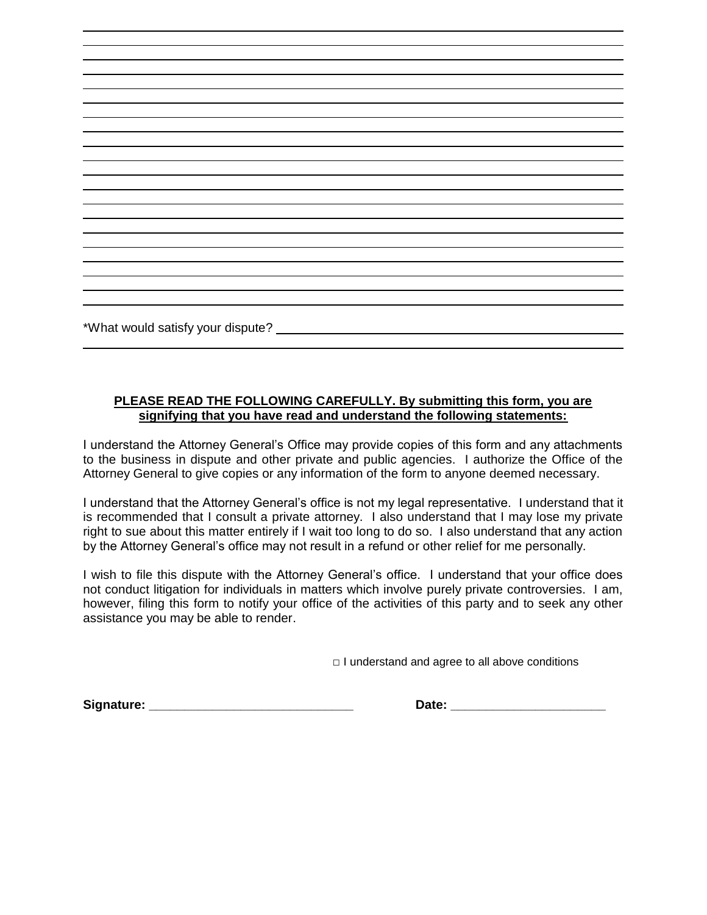*What would satisfy your dispute? ______________________________________________

**PLEASE READ THE FOLLOWING CAREFULLY. By submitting this form, you are signifying that you have read and understand the following statements:**

I understand the Attorney General's Office may provide copies of this form and any attachments to the business in dispute and other private and public agencies. I authorize the Office of the Attorney General to give copies or any information of the form to anyone deemed necessary.

I understand that the Attorney General's office is not my legal representative. I understand that it is recommended that I consult a private attorney. I also understand that I may lose my private right to sue about this matter entirely if I wait too long to do so. I also understand that any action by the Attorney General's office may not result in a refund or other relief for me personally.

I wish to file this dispute with the Attorney General's office. I understand that your office does not conduct litigation for individuals in matters which involve purely private controversies. I am, however, filing this form to notify your office of the activities of this party and to seek any other assistance you may be able to render.

□ I understand and agree to all above conditions

**Signature: ______________________________** **Date: ______________________**